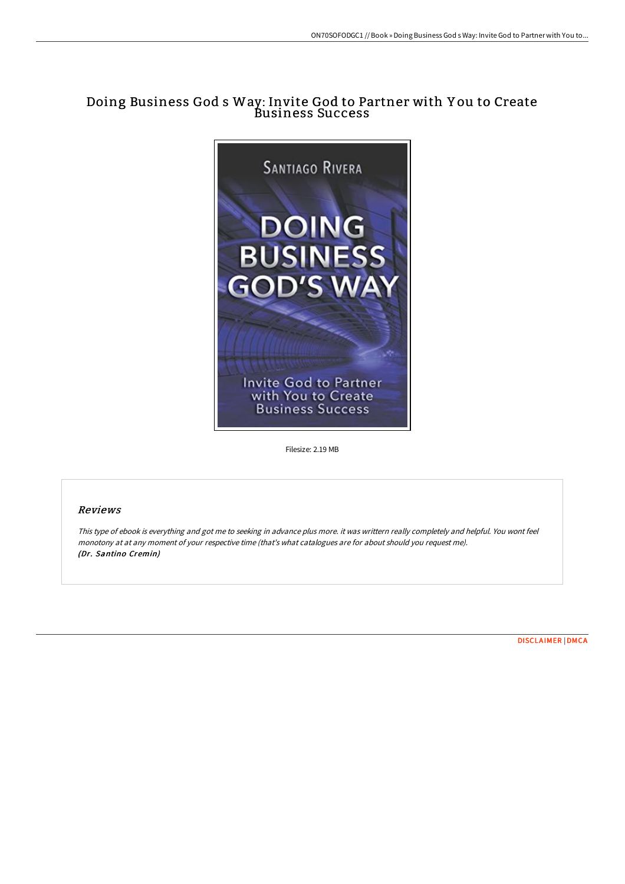# Doing Business God s Way: Invite God to Partner with You to Create Business Success

Filesize: 2.19 MB

## Reviews

*This type of ebook is everything and got me to seeking in advance plus more. it was writtern really completely and helpful. You wont feel monotony at at any moment of your respective time (that's what catalogues are for about should you request me).*
***(Dr. Santino Cremin)***

DISCLAIMER | DMCA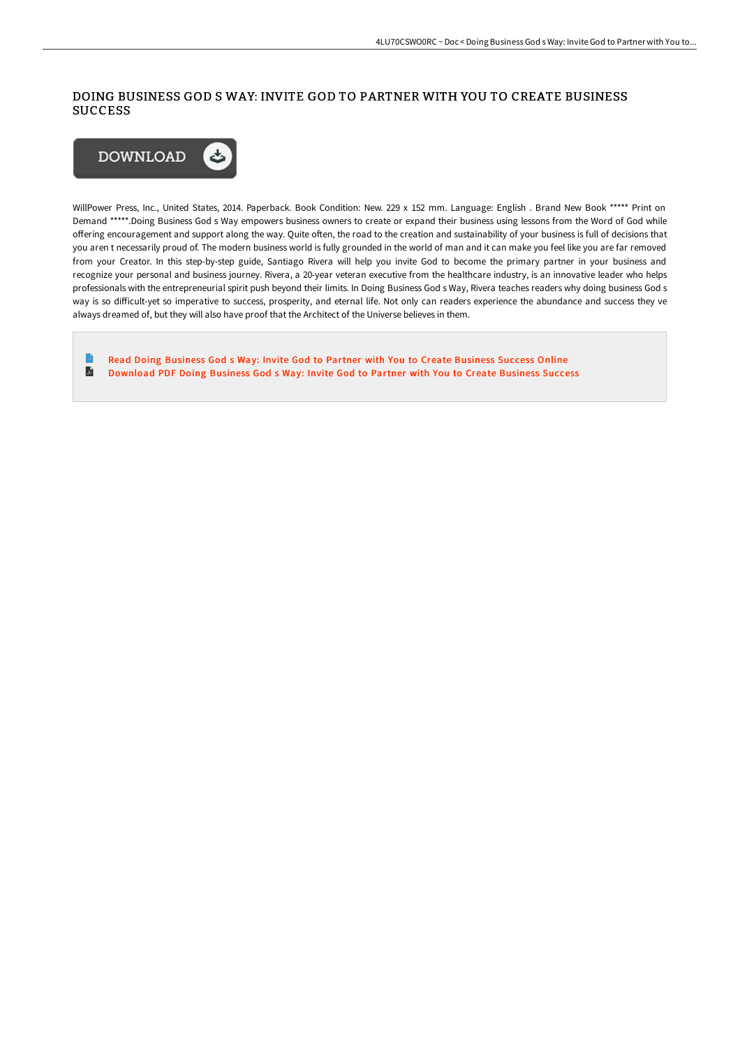# DOING BUSINESS GOD S WAY: INVITE GOD TO PARTNER WITH YOU TO CREATE BUSINESS SUCCESS

DOWNLOAD

WillPower Press, Inc., United States, 2014. Paperback. Book Condition: New. 229 x 152 mm. Language: English . Brand New Book ***** Print on Demand *****.Doing Business God s Way empowers business owners to create or expand their business using lessons from the Word of God while offering encouragement and support along the way. Quite often, the road to the creation and sustainability of your business is full of decisions that you aren t necessarily proud of. The modern business world is fully grounded in the world of man and it can make you feel like you are far removed from your Creator. In this step-by-step guide, Santiago Rivera will help you invite God to become the primary partner in your business and recognize your personal and business journey. Rivera, a 20-year veteran executive from the healthcare industry, is an innovative leader who helps professionals with the entrepreneurial spirit push beyond their limits. In Doing Business God s Way, Rivera teaches readers why doing business God s way is so difficult-yet so imperative to success, prosperity, and eternal life. Not only can readers experience the abundance and success they ve always dreamed of, but they will also have proof that the Architect of the Universe believes in them.

- Read Doing Business God s Way: Invite God to Partner with You to Create Business Success Online
- Download PDF Doing Business God s Way: Invite God to Partner with You to Create Business Success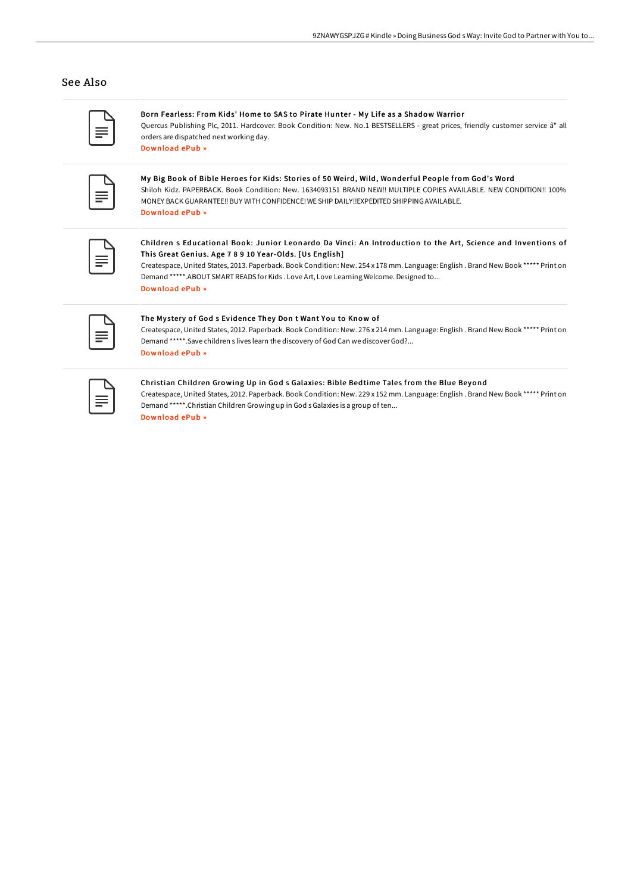## See Also

**Born Fearless: From Kids' Home to SAS to Pirate Hunter - My Life as a Shadow Warrior**

Quercus Publishing Plc, 2011. Hardcover. Book Condition: New. No.1 BESTSELLERS - great prices, friendly customer service â" all orders are dispatched next working day.

Download ePub »

**My Big Book of Bible Heroes for Kids: Stories of 50 Weird, Wild, Wonderful People from God's Word**

Shiloh Kidz. PAPERBACK. Book Condition: New. 1634093151 BRAND NEW!! MULTIPLE COPIES AVAILABLE. NEW CONDITION!! 100% MONEY BACK GUARANTEE!! BUY WITH CONFIDENCE! WE SHIP DAILY!!EXPEDITED SHIPPING AVAILABLE.

Download ePub »

**Children s Educational Book: Junior Leonardo Da Vinci: An Introduction to the Art, Science and Inventions of This Great Genius. Age 7 8 9 10 Year-Olds. [Us English]**

Createspace, United States, 2013. Paperback. Book Condition: New. 254 x 178 mm. Language: English . Brand New Book ***** Print on Demand *****.ABOUT SMART READS for Kids . Love Art, Love Learning Welcome. Designed to...

Download ePub »

**The Mystery of God s Evidence They Don t Want You to Know of**

Createspace, United States, 2012. Paperback. Book Condition: New. 276 x 214 mm. Language: English . Brand New Book ***** Print on Demand *****.Save children s lives learn the discovery of God Can we discover God?...

Download ePub »

**Christian Children Growing Up in God s Galaxies: Bible Bedtime Tales from the Blue Beyond**

Createspace, United States, 2012. Paperback. Book Condition: New. 229 x 152 mm. Language: English . Brand New Book ***** Print on Demand *****.Christian Children Growing up in God s Galaxies is a group of ten...

Download ePub »